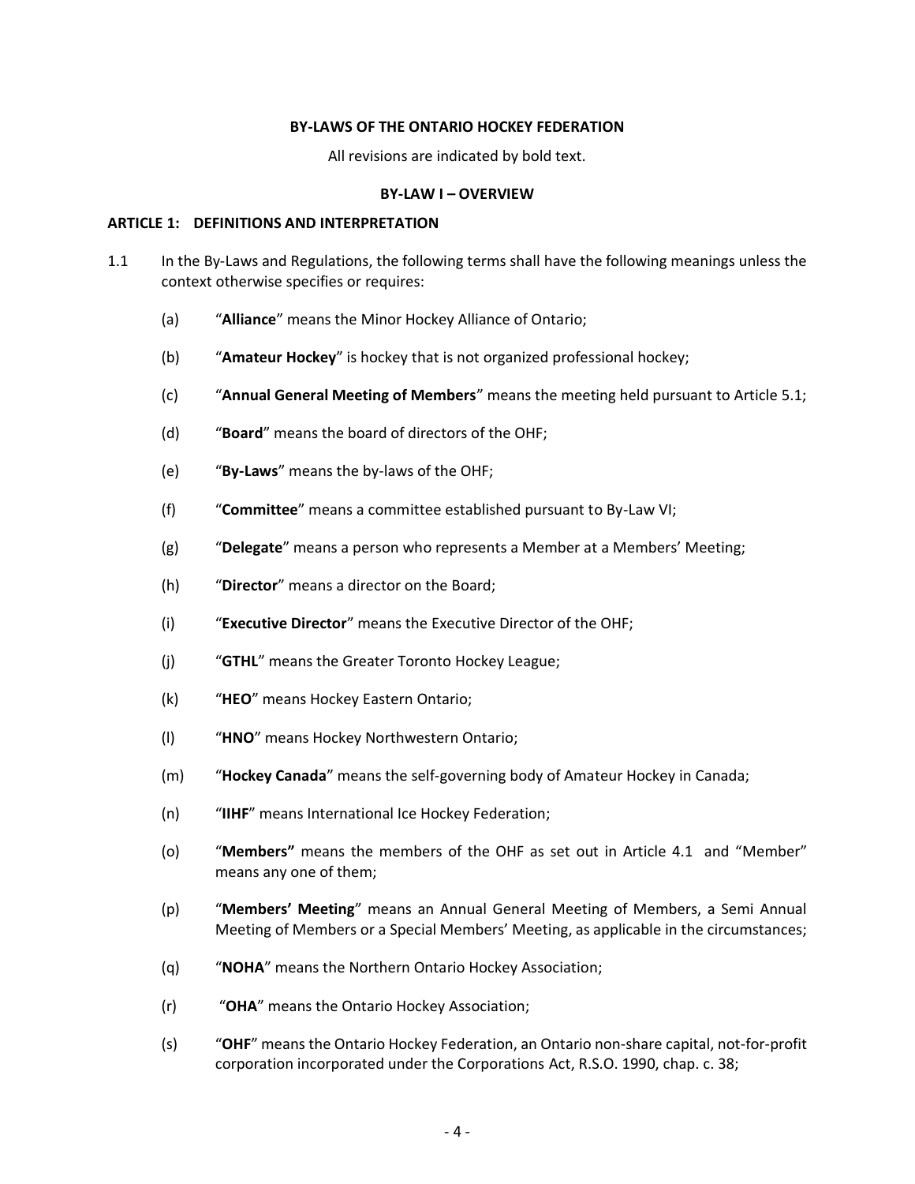# BY-LAWS OF THE ONTARIO HOCKEY FEDERATION

All revisions are indicated by bold text.

## BY-LAW I – OVERVIEW

### ARTICLE 1: DEFINITIONS AND INTERPRETATION

1.1 In the By-Laws and Regulations, the following terms shall have the following meanings unless the context otherwise specifies or requires:

(a) "**Alliance**" means the Minor Hockey Alliance of Ontario;

(b) "**Amateur Hockey**" is hockey that is not organized professional hockey;

(c) "**Annual General Meeting of Members**" means the meeting held pursuant to Article 5.1;

(d) "**Board**" means the board of directors of the OHF;

(e) "**By-Laws**" means the by-laws of the OHF;

(f) "**Committee**" means a committee established pursuant to By-Law VI;

(g) "**Delegate**" means a person who represents a Member at a Members' Meeting;

(h) "**Director**" means a director on the Board;

(i) "**Executive Director**" means the Executive Director of the OHF;

(j) "**GTHL**" means the Greater Toronto Hockey League;

(k) "**HEO**" means Hockey Eastern Ontario;

(l) "**HNO**" means Hockey Northwestern Ontario;

(m) "**Hockey Canada**" means the self-governing body of Amateur Hockey in Canada;

(n) "**IIHF**" means International Ice Hockey Federation;

(o) "**Members"** means the members of the OHF as set out in Article 4.1 and "Member" means any one of them;

(p) "**Members' Meeting**" means an Annual General Meeting of Members, a Semi Annual Meeting of Members or a Special Members' Meeting, as applicable in the circumstances;

(q) "**NOHA**" means the Northern Ontario Hockey Association;

(r) "**OHA**" means the Ontario Hockey Association;

(s) "**OHF**" means the Ontario Hockey Federation, an Ontario non-share capital, not-for-profit corporation incorporated under the Corporations Act, R.S.O. 1990, chap. c. 38;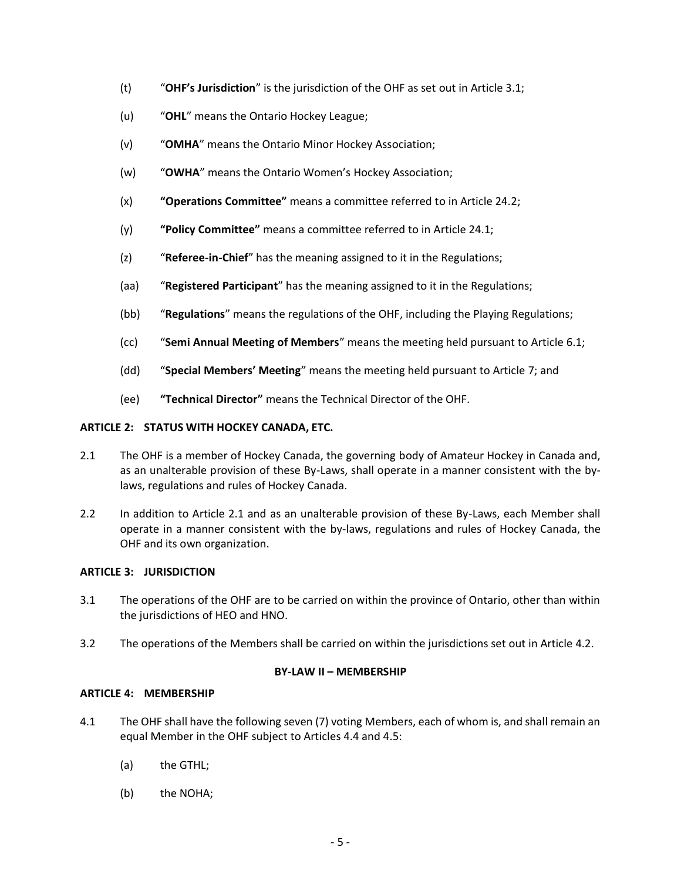(t) "**OHF's Jurisdiction**" is the jurisdiction of the OHF as set out in Article 3.1;

(u) "**OHL**" means the Ontario Hockey League;

(v) "**OMHA**" means the Ontario Minor Hockey Association;

(w) "**OWHA**" means the Ontario Women's Hockey Association;

(x) **"Operations Committee"** means a committee referred to in Article 24.2;

(y) **"Policy Committee"** means a committee referred to in Article 24.1;

(z) "**Referee-in-Chief**" has the meaning assigned to it in the Regulations;

(aa) "**Registered Participant**" has the meaning assigned to it in the Regulations;

(bb) "**Regulations**" means the regulations of the OHF, including the Playing Regulations;

(cc) "**Semi Annual Meeting of Members**" means the meeting held pursuant to Article 6.1;

(dd) "**Special Members' Meeting**" means the meeting held pursuant to Article 7; and

(ee) **"Technical Director"** means the Technical Director of the OHF.

**ARTICLE 2: STATUS WITH HOCKEY CANADA, ETC.**

2.1 The OHF is a member of Hockey Canada, the governing body of Amateur Hockey in Canada and, as an unalterable provision of these By-Laws, shall operate in a manner consistent with the by-laws, regulations and rules of Hockey Canada.

2.2 In addition to Article 2.1 and as an unalterable provision of these By-Laws, each Member shall operate in a manner consistent with the by-laws, regulations and rules of Hockey Canada, the OHF and its own organization.

**ARTICLE 3: JURISDICTION**

3.1 The operations of the OHF are to be carried on within the province of Ontario, other than within the jurisdictions of HEO and HNO.

3.2 The operations of the Members shall be carried on within the jurisdictions set out in Article 4.2.

**BY-LAW II – MEMBERSHIP**

**ARTICLE 4: MEMBERSHIP**

4.1 The OHF shall have the following seven (7) voting Members, each of whom is, and shall remain an equal Member in the OHF subject to Articles 4.4 and 4.5:

(a) the GTHL;

(b) the NOHA;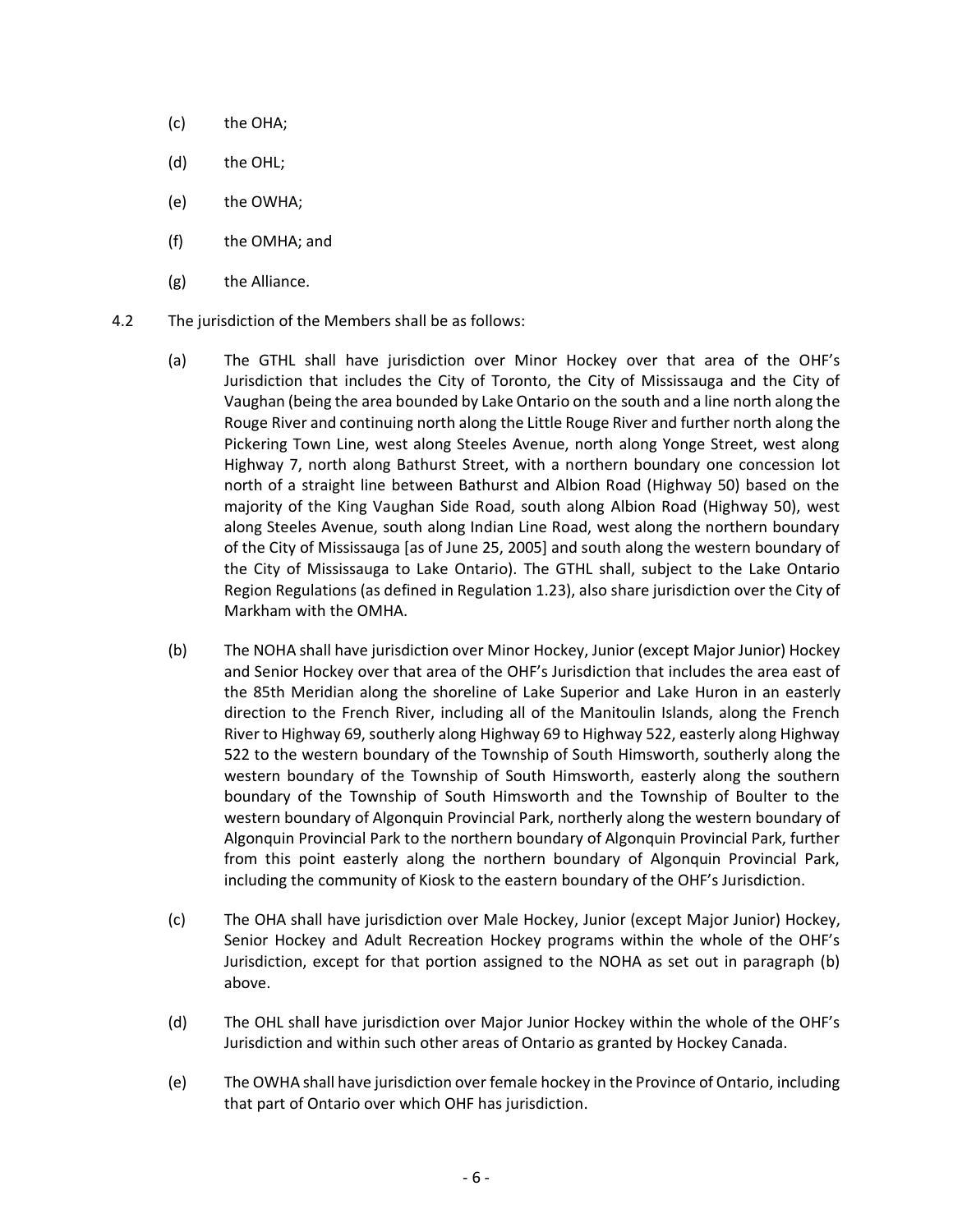(c) the OHA;

(d) the OHL;

(e) the OWHA;

(f) the OMHA; and

(g) the Alliance.

4.2 The jurisdiction of the Members shall be as follows:

(a) The GTHL shall have jurisdiction over Minor Hockey over that area of the OHF's Jurisdiction that includes the City of Toronto, the City of Mississauga and the City of Vaughan (being the area bounded by Lake Ontario on the south and a line north along the Rouge River and continuing north along the Little Rouge River and further north along the Pickering Town Line, west along Steeles Avenue, north along Yonge Street, west along Highway 7, north along Bathurst Street, with a northern boundary one concession lot north of a straight line between Bathurst and Albion Road (Highway 50) based on the majority of the King Vaughan Side Road, south along Albion Road (Highway 50), west along Steeles Avenue, south along Indian Line Road, west along the northern boundary of the City of Mississauga [as of June 25, 2005] and south along the western boundary of the City of Mississauga to Lake Ontario). The GTHL shall, subject to the Lake Ontario Region Regulations (as defined in Regulation 1.23), also share jurisdiction over the City of Markham with the OMHA.

(b) The NOHA shall have jurisdiction over Minor Hockey, Junior (except Major Junior) Hockey and Senior Hockey over that area of the OHF's Jurisdiction that includes the area east of the 85th Meridian along the shoreline of Lake Superior and Lake Huron in an easterly direction to the French River, including all of the Manitoulin Islands, along the French River to Highway 69, southerly along Highway 69 to Highway 522, easterly along Highway 522 to the western boundary of the Township of South Himsworth, southerly along the western boundary of the Township of South Himsworth, easterly along the southern boundary of the Township of South Himsworth and the Township of Boulter to the western boundary of Algonquin Provincial Park, northerly along the western boundary of Algonquin Provincial Park to the northern boundary of Algonquin Provincial Park, further from this point easterly along the northern boundary of Algonquin Provincial Park, including the community of Kiosk to the eastern boundary of the OHF's Jurisdiction.

(c) The OHA shall have jurisdiction over Male Hockey, Junior (except Major Junior) Hockey, Senior Hockey and Adult Recreation Hockey programs within the whole of the OHF's Jurisdiction, except for that portion assigned to the NOHA as set out in paragraph (b) above.

(d) The OHL shall have jurisdiction over Major Junior Hockey within the whole of the OHF's Jurisdiction and within such other areas of Ontario as granted by Hockey Canada.

(e) The OWHA shall have jurisdiction over female hockey in the Province of Ontario, including that part of Ontario over which OHF has jurisdiction.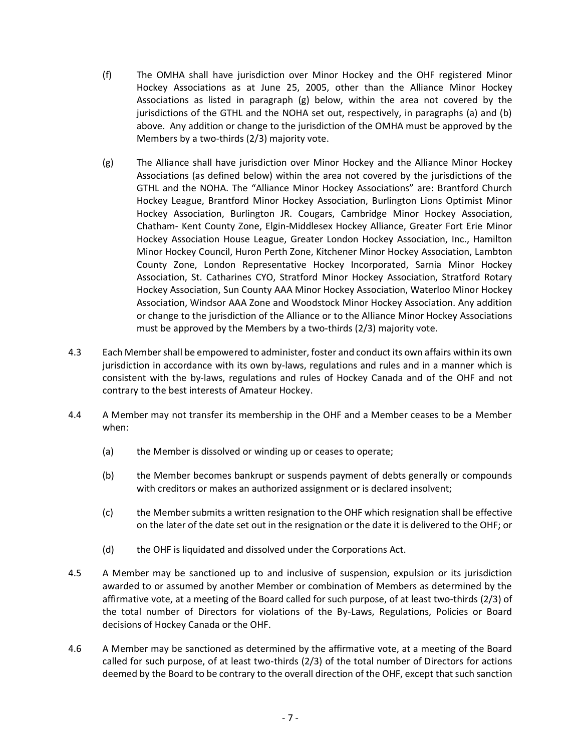(f) The OMHA shall have jurisdiction over Minor Hockey and the OHF registered Minor Hockey Associations as at June 25, 2005, other than the Alliance Minor Hockey Associations as listed in paragraph (g) below, within the area not covered by the jurisdictions of the GTHL and the NOHA set out, respectively, in paragraphs (a) and (b) above. Any addition or change to the jurisdiction of the OMHA must be approved by the Members by a two-thirds (2/3) majority vote.

(g) The Alliance shall have jurisdiction over Minor Hockey and the Alliance Minor Hockey Associations (as defined below) within the area not covered by the jurisdictions of the GTHL and the NOHA. The "Alliance Minor Hockey Associations" are: Brantford Church Hockey League, Brantford Minor Hockey Association, Burlington Lions Optimist Minor Hockey Association, Burlington JR. Cougars, Cambridge Minor Hockey Association, Chatham- Kent County Zone, Elgin-Middlesex Hockey Alliance, Greater Fort Erie Minor Hockey Association House League, Greater London Hockey Association, Inc., Hamilton Minor Hockey Council, Huron Perth Zone, Kitchener Minor Hockey Association, Lambton County Zone, London Representative Hockey Incorporated, Sarnia Minor Hockey Association, St. Catharines CYO, Stratford Minor Hockey Association, Stratford Rotary Hockey Association, Sun County AAA Minor Hockey Association, Waterloo Minor Hockey Association, Windsor AAA Zone and Woodstock Minor Hockey Association. Any addition or change to the jurisdiction of the Alliance or to the Alliance Minor Hockey Associations must be approved by the Members by a two-thirds (2/3) majority vote.

4.3 Each Member shall be empowered to administer, foster and conduct its own affairs within its own jurisdiction in accordance with its own by-laws, regulations and rules and in a manner which is consistent with the by-laws, regulations and rules of Hockey Canada and of the OHF and not contrary to the best interests of Amateur Hockey.

4.4 A Member may not transfer its membership in the OHF and a Member ceases to be a Member when:

(a) the Member is dissolved or winding up or ceases to operate;

(b) the Member becomes bankrupt or suspends payment of debts generally or compounds with creditors or makes an authorized assignment or is declared insolvent;

(c) the Member submits a written resignation to the OHF which resignation shall be effective on the later of the date set out in the resignation or the date it is delivered to the OHF; or

(d) the OHF is liquidated and dissolved under the Corporations Act.

4.5 A Member may be sanctioned up to and inclusive of suspension, expulsion or its jurisdiction awarded to or assumed by another Member or combination of Members as determined by the affirmative vote, at a meeting of the Board called for such purpose, of at least two-thirds (2/3) of the total number of Directors for violations of the By-Laws, Regulations, Policies or Board decisions of Hockey Canada or the OHF.

4.6 A Member may be sanctioned as determined by the affirmative vote, at a meeting of the Board called for such purpose, of at least two-thirds (2/3) of the total number of Directors for actions deemed by the Board to be contrary to the overall direction of the OHF, except that such sanction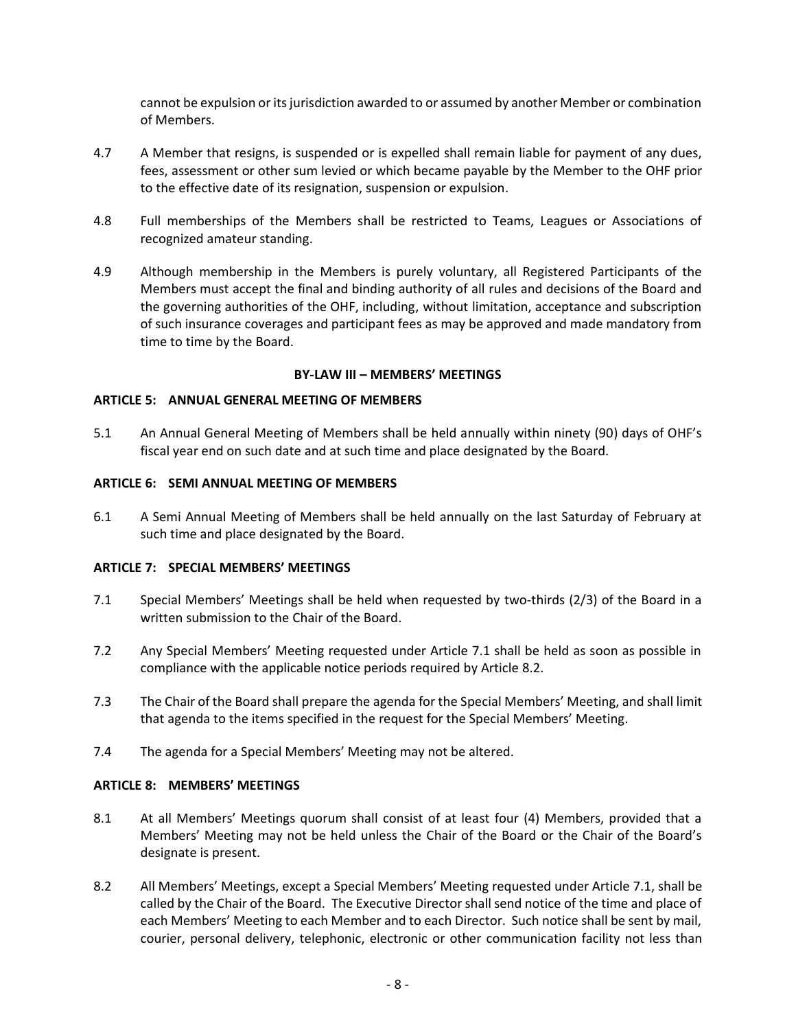cannot be expulsion or its jurisdiction awarded to or assumed by another Member or combination of Members.

4.7 A Member that resigns, is suspended or is expelled shall remain liable for payment of any dues, fees, assessment or other sum levied or which became payable by the Member to the OHF prior to the effective date of its resignation, suspension or expulsion.

4.8 Full memberships of the Members shall be restricted to Teams, Leagues or Associations of recognized amateur standing.

4.9 Although membership in the Members is purely voluntary, all Registered Participants of the Members must accept the final and binding authority of all rules and decisions of the Board and the governing authorities of the OHF, including, without limitation, acceptance and subscription of such insurance coverages and participant fees as may be approved and made mandatory from time to time by the Board.

## BY-LAW III – MEMBERS' MEETINGS

### ARTICLE 5: ANNUAL GENERAL MEETING OF MEMBERS

5.1 An Annual General Meeting of Members shall be held annually within ninety (90) days of OHF's fiscal year end on such date and at such time and place designated by the Board.

### ARTICLE 6: SEMI ANNUAL MEETING OF MEMBERS

6.1 A Semi Annual Meeting of Members shall be held annually on the last Saturday of February at such time and place designated by the Board.

### ARTICLE 7: SPECIAL MEMBERS' MEETINGS

7.1 Special Members' Meetings shall be held when requested by two-thirds (2/3) of the Board in a written submission to the Chair of the Board.

7.2 Any Special Members' Meeting requested under Article 7.1 shall be held as soon as possible in compliance with the applicable notice periods required by Article 8.2.

7.3 The Chair of the Board shall prepare the agenda for the Special Members' Meeting, and shall limit that agenda to the items specified in the request for the Special Members' Meeting.

7.4 The agenda for a Special Members' Meeting may not be altered.

### ARTICLE 8: MEMBERS' MEETINGS

8.1 At all Members' Meetings quorum shall consist of at least four (4) Members, provided that a Members' Meeting may not be held unless the Chair of the Board or the Chair of the Board's designate is present.

8.2 All Members' Meetings, except a Special Members' Meeting requested under Article 7.1, shall be called by the Chair of the Board. The Executive Director shall send notice of the time and place of each Members' Meeting to each Member and to each Director. Such notice shall be sent by mail, courier, personal delivery, telephonic, electronic or other communication facility not less than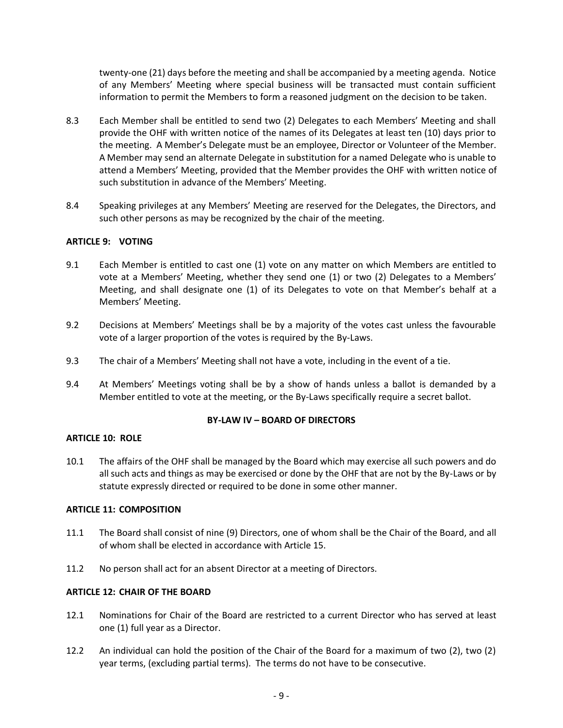twenty-one (21) days before the meeting and shall be accompanied by a meeting agenda. Notice of any Members' Meeting where special business will be transacted must contain sufficient information to permit the Members to form a reasoned judgment on the decision to be taken.

8.3 Each Member shall be entitled to send two (2) Delegates to each Members' Meeting and shall provide the OHF with written notice of the names of its Delegates at least ten (10) days prior to the meeting. A Member's Delegate must be an employee, Director or Volunteer of the Member. A Member may send an alternate Delegate in substitution for a named Delegate who is unable to attend a Members' Meeting, provided that the Member provides the OHF with written notice of such substitution in advance of the Members' Meeting.

8.4 Speaking privileges at any Members' Meeting are reserved for the Delegates, the Directors, and such other persons as may be recognized by the chair of the meeting.

**ARTICLE 9: VOTING**

9.1 Each Member is entitled to cast one (1) vote on any matter on which Members are entitled to vote at a Members' Meeting, whether they send one (1) or two (2) Delegates to a Members' Meeting, and shall designate one (1) of its Delegates to vote on that Member's behalf at a Members' Meeting.

9.2 Decisions at Members' Meetings shall be by a majority of the votes cast unless the favourable vote of a larger proportion of the votes is required by the By-Laws.

9.3 The chair of a Members' Meeting shall not have a vote, including in the event of a tie.

9.4 At Members' Meetings voting shall be by a show of hands unless a ballot is demanded by a Member entitled to vote at the meeting, or the By-Laws specifically require a secret ballot.

## BY-LAW IV – BOARD OF DIRECTORS

**ARTICLE 10: ROLE**

10.1 The affairs of the OHF shall be managed by the Board which may exercise all such powers and do all such acts and things as may be exercised or done by the OHF that are not by the By-Laws or by statute expressly directed or required to be done in some other manner.

**ARTICLE 11: COMPOSITION**

11.1 The Board shall consist of nine (9) Directors, one of whom shall be the Chair of the Board, and all of whom shall be elected in accordance with Article 15.

11.2 No person shall act for an absent Director at a meeting of Directors.

**ARTICLE 12: CHAIR OF THE BOARD**

12.1 Nominations for Chair of the Board are restricted to a current Director who has served at least one (1) full year as a Director.

12.2 An individual can hold the position of the Chair of the Board for a maximum of two (2), two (2) year terms, (excluding partial terms). The terms do not have to be consecutive.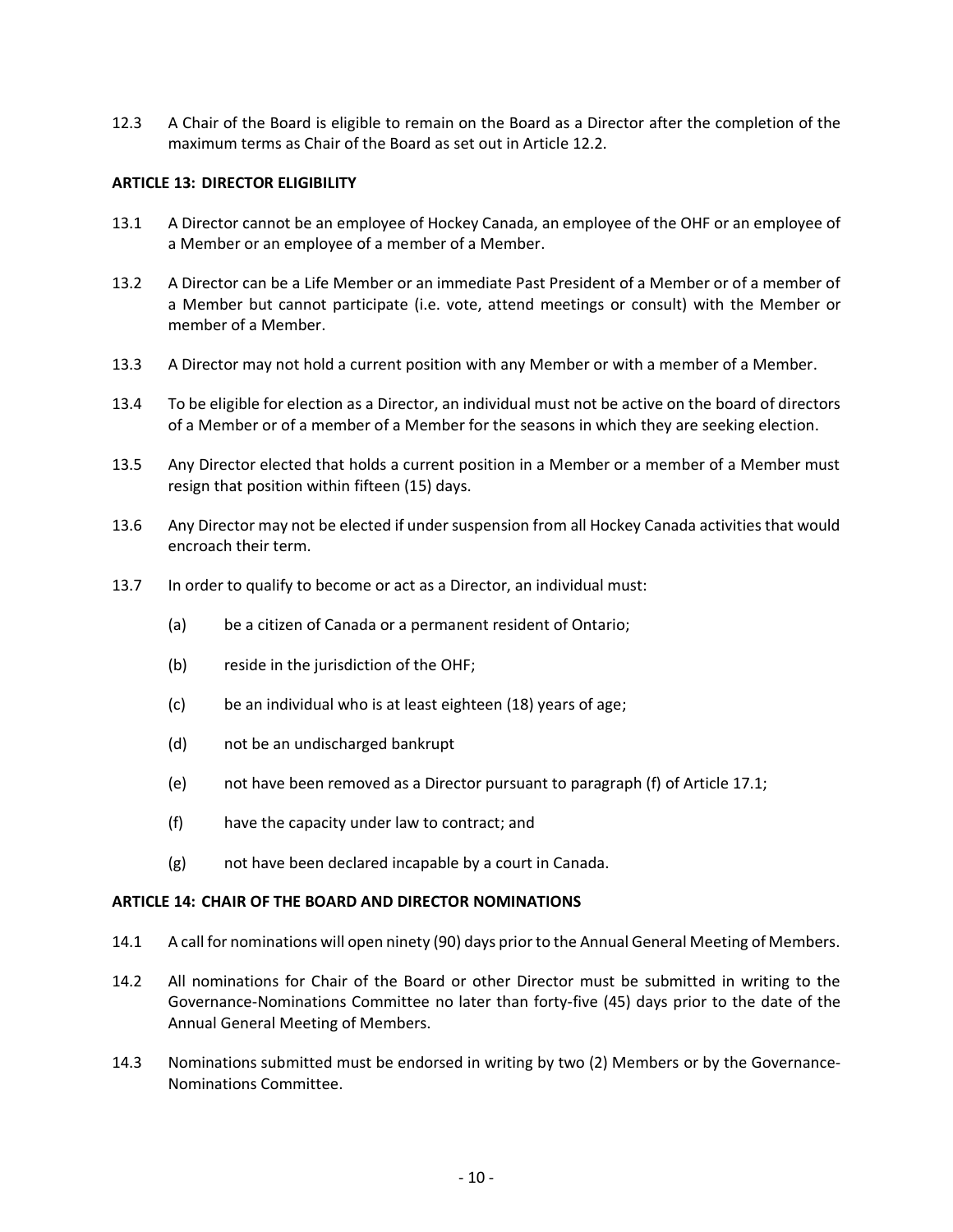12.3 A Chair of the Board is eligible to remain on the Board as a Director after the completion of the maximum terms as Chair of the Board as set out in Article 12.2.

**ARTICLE 13: DIRECTOR ELIGIBILITY**

13.1 A Director cannot be an employee of Hockey Canada, an employee of the OHF or an employee of a Member or an employee of a member of a Member.

13.2 A Director can be a Life Member or an immediate Past President of a Member or of a member of a Member but cannot participate (i.e. vote, attend meetings or consult) with the Member or member of a Member.

13.3 A Director may not hold a current position with any Member or with a member of a Member.

13.4 To be eligible for election as a Director, an individual must not be active on the board of directors of a Member or of a member of a Member for the seasons in which they are seeking election.

13.5 Any Director elected that holds a current position in a Member or a member of a Member must resign that position within fifteen (15) days.

13.6 Any Director may not be elected if under suspension from all Hockey Canada activities that would encroach their term.

13.7 In order to qualify to become or act as a Director, an individual must:

(a) be a citizen of Canada or a permanent resident of Ontario;

(b) reside in the jurisdiction of the OHF;

(c) be an individual who is at least eighteen (18) years of age;

(d) not be an undischarged bankrupt

(e) not have been removed as a Director pursuant to paragraph (f) of Article 17.1;

(f) have the capacity under law to contract; and

(g) not have been declared incapable by a court in Canada.

**ARTICLE 14: CHAIR OF THE BOARD AND DIRECTOR NOMINATIONS**

14.1 A call for nominations will open ninety (90) days prior to the Annual General Meeting of Members.

14.2 All nominations for Chair of the Board or other Director must be submitted in writing to the Governance-Nominations Committee no later than forty-five (45) days prior to the date of the Annual General Meeting of Members.

14.3 Nominations submitted must be endorsed in writing by two (2) Members or by the Governance-Nominations Committee.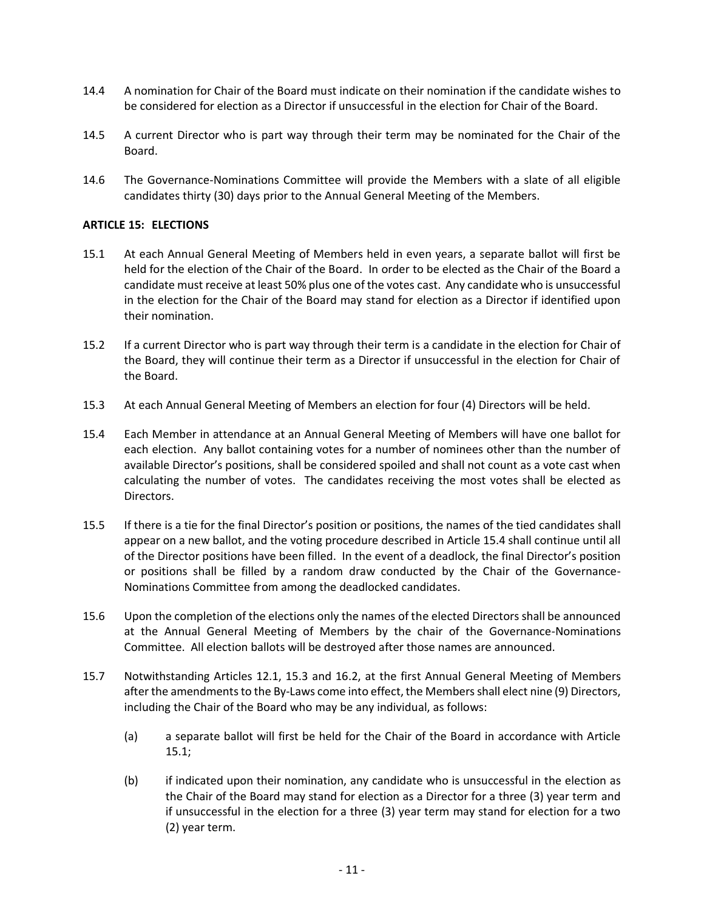14.4 A nomination for Chair of the Board must indicate on their nomination if the candidate wishes to be considered for election as a Director if unsuccessful in the election for Chair of the Board.

14.5 A current Director who is part way through their term may be nominated for the Chair of the Board.

14.6 The Governance-Nominations Committee will provide the Members with a slate of all eligible candidates thirty (30) days prior to the Annual General Meeting of the Members.

**ARTICLE 15: ELECTIONS**

15.1 At each Annual General Meeting of Members held in even years, a separate ballot will first be held for the election of the Chair of the Board. In order to be elected as the Chair of the Board a candidate must receive at least 50% plus one of the votes cast. Any candidate who is unsuccessful in the election for the Chair of the Board may stand for election as a Director if identified upon their nomination.

15.2 If a current Director who is part way through their term is a candidate in the election for Chair of the Board, they will continue their term as a Director if unsuccessful in the election for Chair of the Board.

15.3 At each Annual General Meeting of Members an election for four (4) Directors will be held.

15.4 Each Member in attendance at an Annual General Meeting of Members will have one ballot for each election. Any ballot containing votes for a number of nominees other than the number of available Director's positions, shall be considered spoiled and shall not count as a vote cast when calculating the number of votes. The candidates receiving the most votes shall be elected as Directors.

15.5 If there is a tie for the final Director's position or positions, the names of the tied candidates shall appear on a new ballot, and the voting procedure described in Article 15.4 shall continue until all of the Director positions have been filled. In the event of a deadlock, the final Director's position or positions shall be filled by a random draw conducted by the Chair of the Governance-Nominations Committee from among the deadlocked candidates.

15.6 Upon the completion of the elections only the names of the elected Directors shall be announced at the Annual General Meeting of Members by the chair of the Governance-Nominations Committee. All election ballots will be destroyed after those names are announced.

15.7 Notwithstanding Articles 12.1, 15.3 and 16.2, at the first Annual General Meeting of Members after the amendments to the By-Laws come into effect, the Members shall elect nine (9) Directors, including the Chair of the Board who may be any individual, as follows:

(a) a separate ballot will first be held for the Chair of the Board in accordance with Article 15.1;

(b) if indicated upon their nomination, any candidate who is unsuccessful in the election as the Chair of the Board may stand for election as a Director for a three (3) year term and if unsuccessful in the election for a three (3) year term may stand for election for a two (2) year term.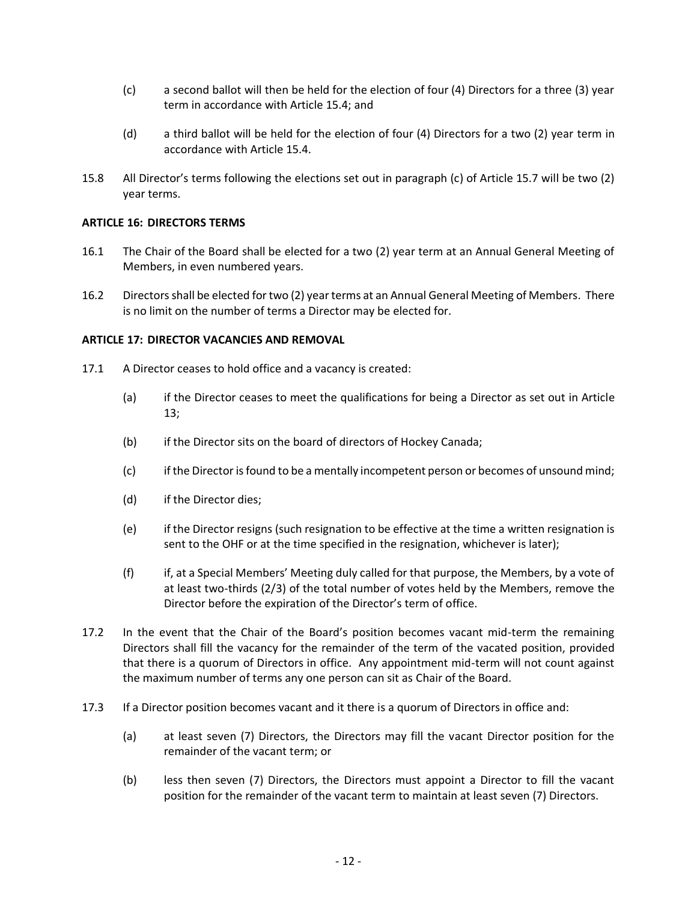(c) a second ballot will then be held for the election of four (4) Directors for a three (3) year term in accordance with Article 15.4; and

(d) a third ballot will be held for the election of four (4) Directors for a two (2) year term in accordance with Article 15.4.

15.8 All Director's terms following the elections set out in paragraph (c) of Article 15.7 will be two (2) year terms.

**ARTICLE 16: DIRECTORS TERMS**

16.1 The Chair of the Board shall be elected for a two (2) year term at an Annual General Meeting of Members, in even numbered years.

16.2 Directors shall be elected for two (2) year terms at an Annual General Meeting of Members. There is no limit on the number of terms a Director may be elected for.

**ARTICLE 17: DIRECTOR VACANCIES AND REMOVAL**

17.1 A Director ceases to hold office and a vacancy is created:

(a) if the Director ceases to meet the qualifications for being a Director as set out in Article 13;

(b) if the Director sits on the board of directors of Hockey Canada;

(c) if the Director is found to be a mentally incompetent person or becomes of unsound mind;

(d) if the Director dies;

(e) if the Director resigns (such resignation to be effective at the time a written resignation is sent to the OHF or at the time specified in the resignation, whichever is later);

(f) if, at a Special Members' Meeting duly called for that purpose, the Members, by a vote of at least two-thirds (2/3) of the total number of votes held by the Members, remove the Director before the expiration of the Director's term of office.

17.2 In the event that the Chair of the Board's position becomes vacant mid-term the remaining Directors shall fill the vacancy for the remainder of the term of the vacated position, provided that there is a quorum of Directors in office. Any appointment mid-term will not count against the maximum number of terms any one person can sit as Chair of the Board.

17.3 If a Director position becomes vacant and it there is a quorum of Directors in office and:

(a) at least seven (7) Directors, the Directors may fill the vacant Director position for the remainder of the vacant term; or

(b) less then seven (7) Directors, the Directors must appoint a Director to fill the vacant position for the remainder of the vacant term to maintain at least seven (7) Directors.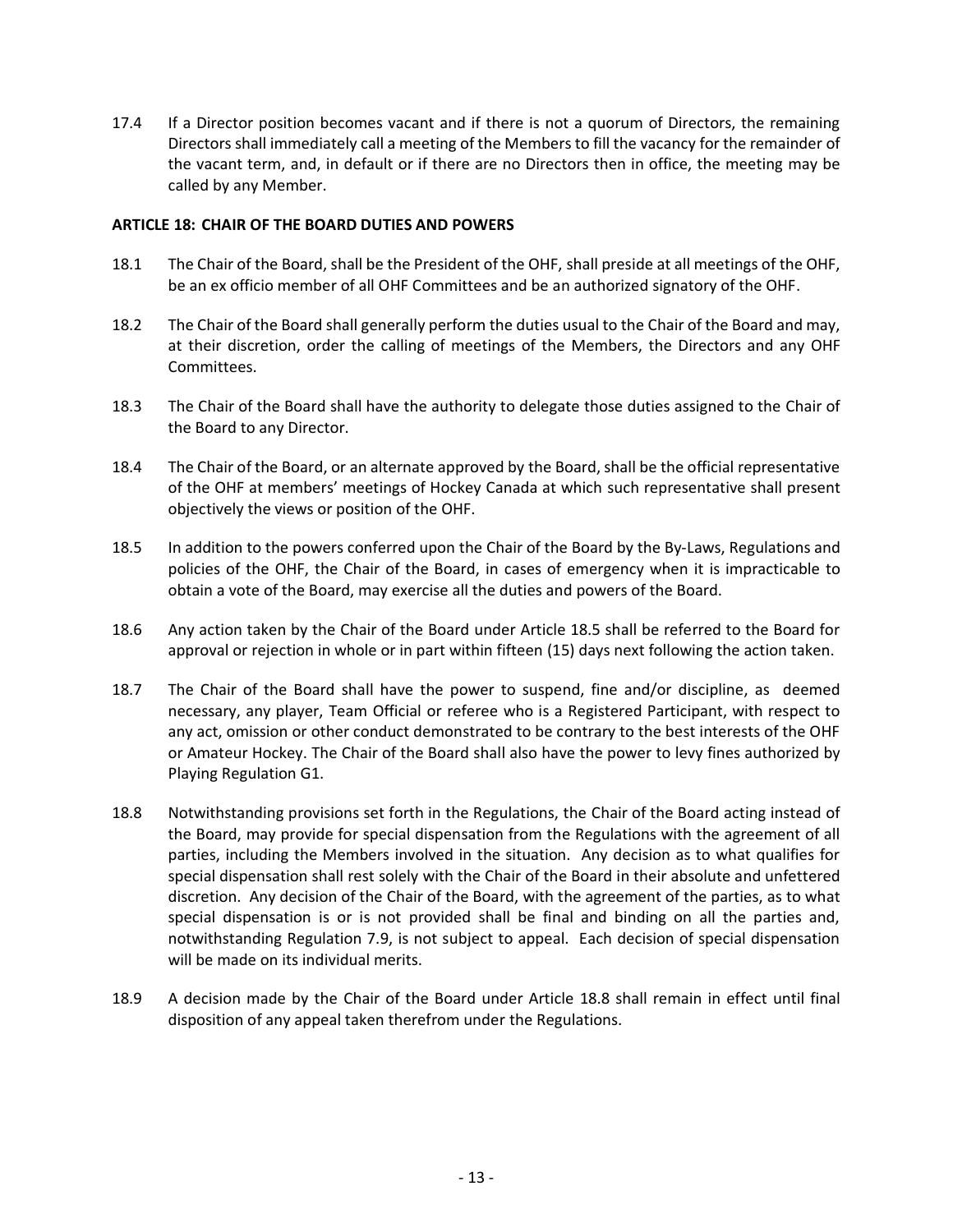17.4 If a Director position becomes vacant and if there is not a quorum of Directors, the remaining Directors shall immediately call a meeting of the Members to fill the vacancy for the remainder of the vacant term, and, in default or if there are no Directors then in office, the meeting may be called by any Member.

**ARTICLE 18: CHAIR OF THE BOARD DUTIES AND POWERS**

18.1 The Chair of the Board, shall be the President of the OHF, shall preside at all meetings of the OHF, be an ex officio member of all OHF Committees and be an authorized signatory of the OHF.

18.2 The Chair of the Board shall generally perform the duties usual to the Chair of the Board and may, at their discretion, order the calling of meetings of the Members, the Directors and any OHF Committees.

18.3 The Chair of the Board shall have the authority to delegate those duties assigned to the Chair of the Board to any Director.

18.4 The Chair of the Board, or an alternate approved by the Board, shall be the official representative of the OHF at members' meetings of Hockey Canada at which such representative shall present objectively the views or position of the OHF.

18.5 In addition to the powers conferred upon the Chair of the Board by the By-Laws, Regulations and policies of the OHF, the Chair of the Board, in cases of emergency when it is impracticable to obtain a vote of the Board, may exercise all the duties and powers of the Board.

18.6 Any action taken by the Chair of the Board under Article 18.5 shall be referred to the Board for approval or rejection in whole or in part within fifteen (15) days next following the action taken.

18.7 The Chair of the Board shall have the power to suspend, fine and/or discipline, as deemed necessary, any player, Team Official or referee who is a Registered Participant, with respect to any act, omission or other conduct demonstrated to be contrary to the best interests of the OHF or Amateur Hockey. The Chair of the Board shall also have the power to levy fines authorized by Playing Regulation G1.

18.8 Notwithstanding provisions set forth in the Regulations, the Chair of the Board acting instead of the Board, may provide for special dispensation from the Regulations with the agreement of all parties, including the Members involved in the situation. Any decision as to what qualifies for special dispensation shall rest solely with the Chair of the Board in their absolute and unfettered discretion. Any decision of the Chair of the Board, with the agreement of the parties, as to what special dispensation is or is not provided shall be final and binding on all the parties and, notwithstanding Regulation 7.9, is not subject to appeal. Each decision of special dispensation will be made on its individual merits.

18.9 A decision made by the Chair of the Board under Article 18.8 shall remain in effect until final disposition of any appeal taken therefrom under the Regulations.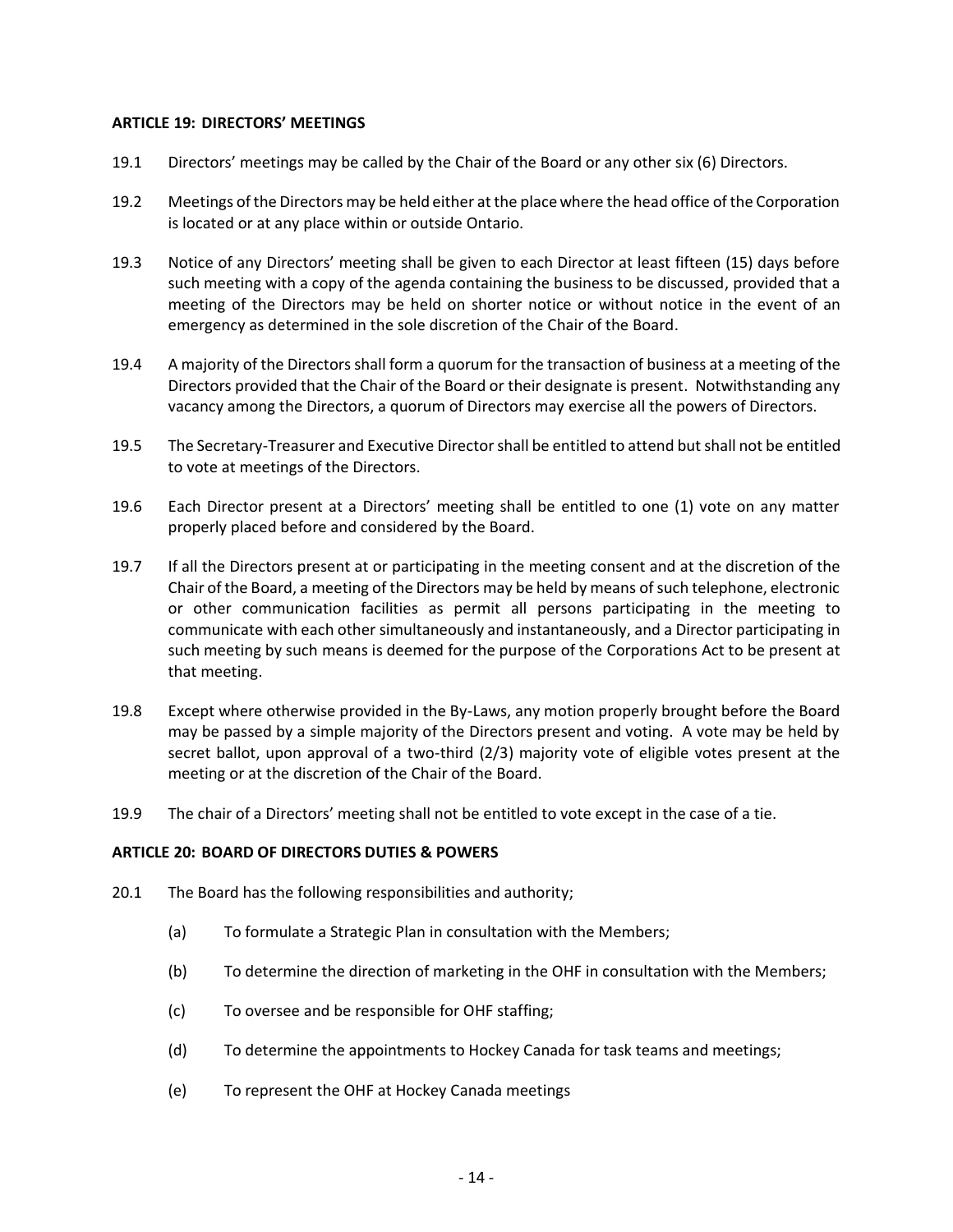**ARTICLE 19: DIRECTORS' MEETINGS**

19.1 Directors' meetings may be called by the Chair of the Board or any other six (6) Directors.

19.2 Meetings of the Directors may be held either at the place where the head office of the Corporation is located or at any place within or outside Ontario.

19.3 Notice of any Directors' meeting shall be given to each Director at least fifteen (15) days before such meeting with a copy of the agenda containing the business to be discussed, provided that a meeting of the Directors may be held on shorter notice or without notice in the event of an emergency as determined in the sole discretion of the Chair of the Board.

19.4 A majority of the Directors shall form a quorum for the transaction of business at a meeting of the Directors provided that the Chair of the Board or their designate is present. Notwithstanding any vacancy among the Directors, a quorum of Directors may exercise all the powers of Directors.

19.5 The Secretary-Treasurer and Executive Director shall be entitled to attend but shall not be entitled to vote at meetings of the Directors.

19.6 Each Director present at a Directors' meeting shall be entitled to one (1) vote on any matter properly placed before and considered by the Board.

19.7 If all the Directors present at or participating in the meeting consent and at the discretion of the Chair of the Board, a meeting of the Directors may be held by means of such telephone, electronic or other communication facilities as permit all persons participating in the meeting to communicate with each other simultaneously and instantaneously, and a Director participating in such meeting by such means is deemed for the purpose of the Corporations Act to be present at that meeting.

19.8 Except where otherwise provided in the By-Laws, any motion properly brought before the Board may be passed by a simple majority of the Directors present and voting. A vote may be held by secret ballot, upon approval of a two-third (2/3) majority vote of eligible votes present at the meeting or at the discretion of the Chair of the Board.

19.9 The chair of a Directors' meeting shall not be entitled to vote except in the case of a tie.

**ARTICLE 20: BOARD OF DIRECTORS DUTIES & POWERS**

20.1 The Board has the following responsibilities and authority;

(a) To formulate a Strategic Plan in consultation with the Members;

(b) To determine the direction of marketing in the OHF in consultation with the Members;

(c) To oversee and be responsible for OHF staffing;

(d) To determine the appointments to Hockey Canada for task teams and meetings;

(e) To represent the OHF at Hockey Canada meetings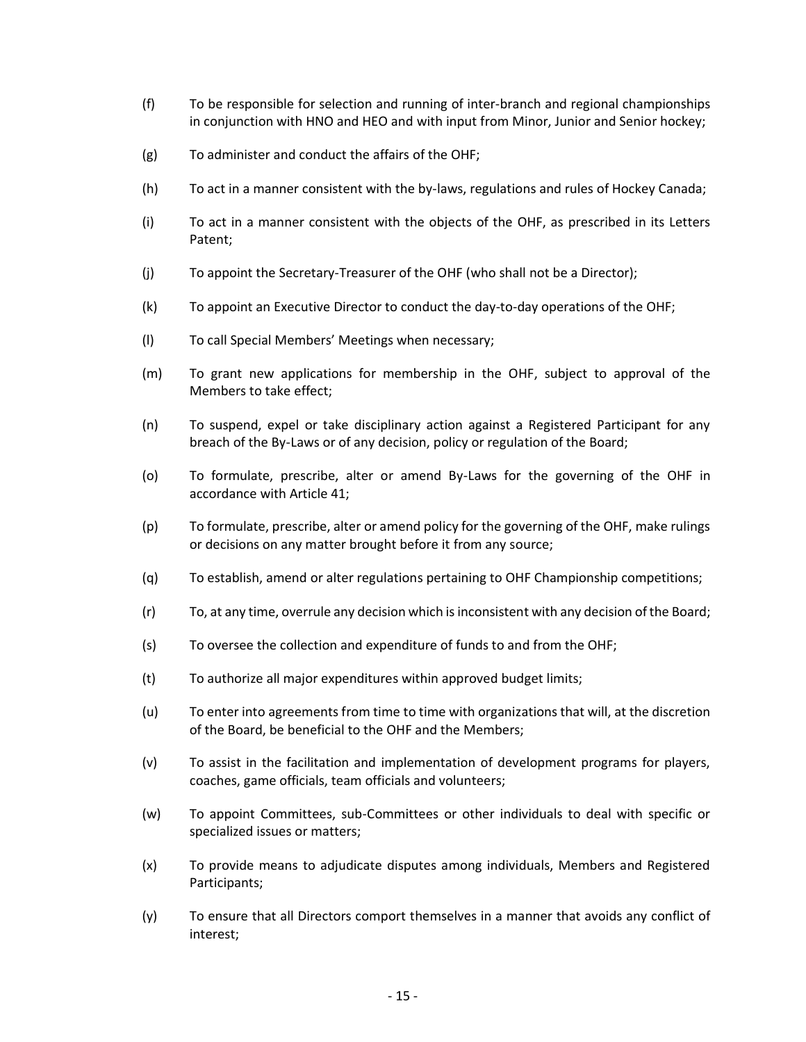(f) To be responsible for selection and running of inter-branch and regional championships in conjunction with HNO and HEO and with input from Minor, Junior and Senior hockey;

(g) To administer and conduct the affairs of the OHF;

(h) To act in a manner consistent with the by-laws, regulations and rules of Hockey Canada;

(i) To act in a manner consistent with the objects of the OHF, as prescribed in its Letters Patent;

(j) To appoint the Secretary-Treasurer of the OHF (who shall not be a Director);

(k) To appoint an Executive Director to conduct the day-to-day operations of the OHF;

(l) To call Special Members' Meetings when necessary;

(m) To grant new applications for membership in the OHF, subject to approval of the Members to take effect;

(n) To suspend, expel or take disciplinary action against a Registered Participant for any breach of the By-Laws or of any decision, policy or regulation of the Board;

(o) To formulate, prescribe, alter or amend By-Laws for the governing of the OHF in accordance with Article 41;

(p) To formulate, prescribe, alter or amend policy for the governing of the OHF, make rulings or decisions on any matter brought before it from any source;

(q) To establish, amend or alter regulations pertaining to OHF Championship competitions;

(r) To, at any time, overrule any decision which is inconsistent with any decision of the Board;

(s) To oversee the collection and expenditure of funds to and from the OHF;

(t) To authorize all major expenditures within approved budget limits;

(u) To enter into agreements from time to time with organizations that will, at the discretion of the Board, be beneficial to the OHF and the Members;

(v) To assist in the facilitation and implementation of development programs for players, coaches, game officials, team officials and volunteers;

(w) To appoint Committees, sub-Committees or other individuals to deal with specific or specialized issues or matters;

(x) To provide means to adjudicate disputes among individuals, Members and Registered Participants;

(y) To ensure that all Directors comport themselves in a manner that avoids any conflict of interest;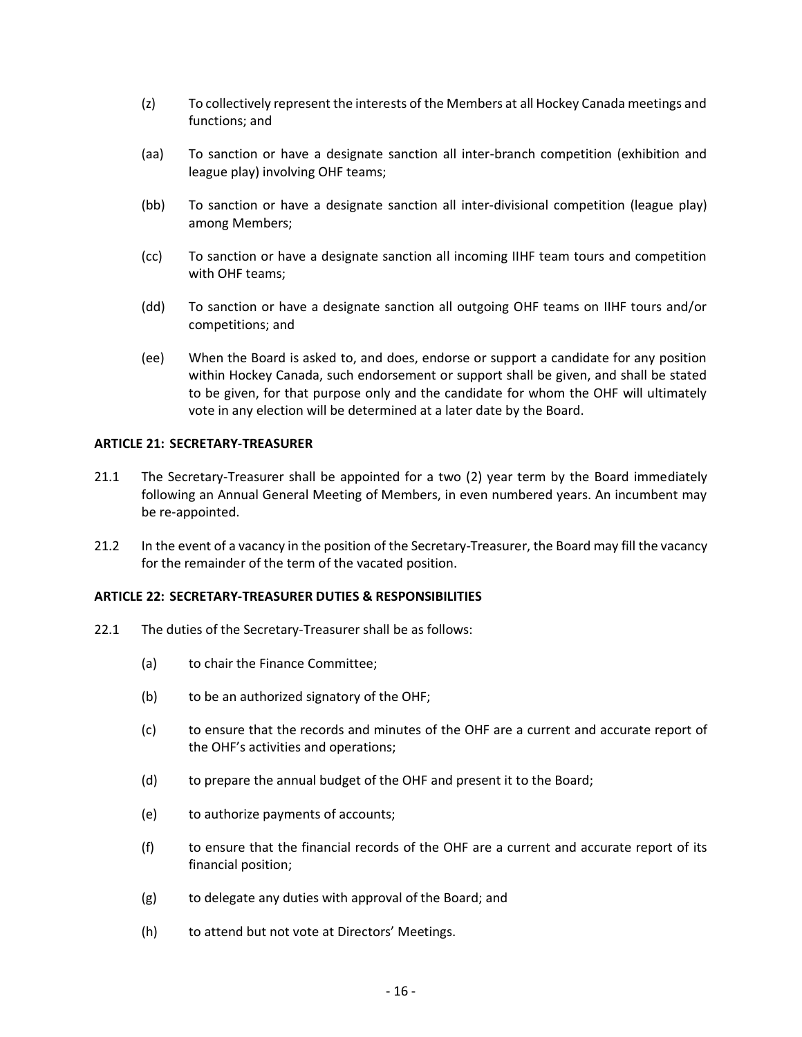(z) To collectively represent the interests of the Members at all Hockey Canada meetings and functions; and

(aa) To sanction or have a designate sanction all inter-branch competition (exhibition and league play) involving OHF teams;

(bb) To sanction or have a designate sanction all inter-divisional competition (league play) among Members;

(cc) To sanction or have a designate sanction all incoming IIHF team tours and competition with OHF teams;

(dd) To sanction or have a designate sanction all outgoing OHF teams on IIHF tours and/or competitions; and

(ee) When the Board is asked to, and does, endorse or support a candidate for any position within Hockey Canada, such endorsement or support shall be given, and shall be stated to be given, for that purpose only and the candidate for whom the OHF will ultimately vote in any election will be determined at a later date by the Board.

**ARTICLE 21: SECRETARY-TREASURER**

21.1 The Secretary-Treasurer shall be appointed for a two (2) year term by the Board immediately following an Annual General Meeting of Members, in even numbered years. An incumbent may be re-appointed.

21.2 In the event of a vacancy in the position of the Secretary-Treasurer, the Board may fill the vacancy for the remainder of the term of the vacated position.

**ARTICLE 22: SECRETARY-TREASURER DUTIES & RESPONSIBILITIES**

22.1 The duties of the Secretary-Treasurer shall be as follows:

(a) to chair the Finance Committee;

(b) to be an authorized signatory of the OHF;

(c) to ensure that the records and minutes of the OHF are a current and accurate report of the OHF's activities and operations;

(d) to prepare the annual budget of the OHF and present it to the Board;

(e) to authorize payments of accounts;

(f) to ensure that the financial records of the OHF are a current and accurate report of its financial position;

(g) to delegate any duties with approval of the Board; and

(h) to attend but not vote at Directors' Meetings.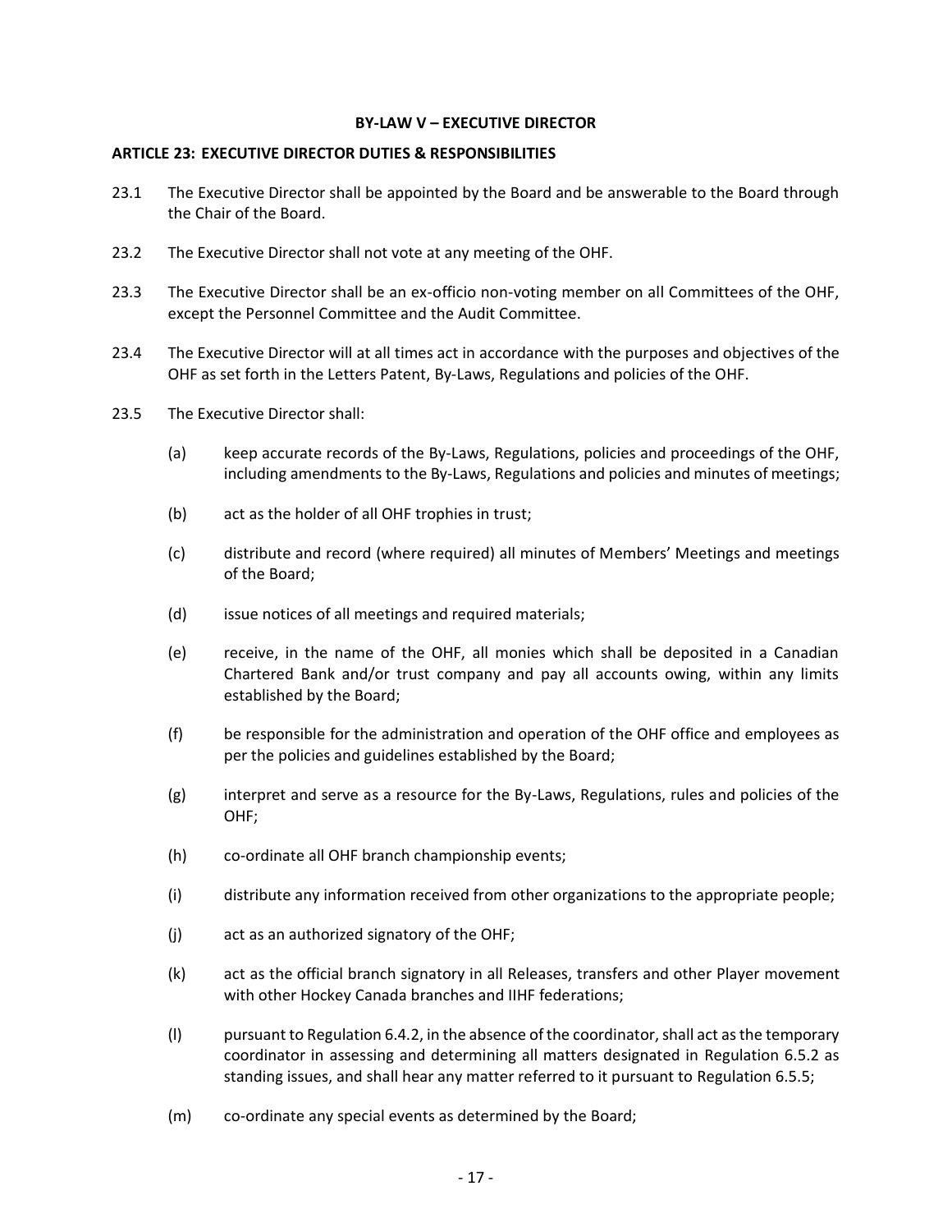## BY-LAW V – EXECUTIVE DIRECTOR

### ARTICLE 23: EXECUTIVE DIRECTOR DUTIES & RESPONSIBILITIES

23.1 The Executive Director shall be appointed by the Board and be answerable to the Board through the Chair of the Board.

23.2 The Executive Director shall not vote at any meeting of the OHF.

23.3 The Executive Director shall be an ex-officio non-voting member on all Committees of the OHF, except the Personnel Committee and the Audit Committee.

23.4 The Executive Director will at all times act in accordance with the purposes and objectives of the OHF as set forth in the Letters Patent, By-Laws, Regulations and policies of the OHF.

23.5 The Executive Director shall:

(a) keep accurate records of the By-Laws, Regulations, policies and proceedings of the OHF, including amendments to the By-Laws, Regulations and policies and minutes of meetings;

(b) act as the holder of all OHF trophies in trust;

(c) distribute and record (where required) all minutes of Members' Meetings and meetings of the Board;

(d) issue notices of all meetings and required materials;

(e) receive, in the name of the OHF, all monies which shall be deposited in a Canadian Chartered Bank and/or trust company and pay all accounts owing, within any limits established by the Board;

(f) be responsible for the administration and operation of the OHF office and employees as per the policies and guidelines established by the Board;

(g) interpret and serve as a resource for the By-Laws, Regulations, rules and policies of the OHF;

(h) co-ordinate all OHF branch championship events;

(i) distribute any information received from other organizations to the appropriate people;

(j) act as an authorized signatory of the OHF;

(k) act as the official branch signatory in all Releases, transfers and other Player movement with other Hockey Canada branches and IIHF federations;

(l) pursuant to Regulation 6.4.2, in the absence of the coordinator, shall act as the temporary coordinator in assessing and determining all matters designated in Regulation 6.5.2 as standing issues, and shall hear any matter referred to it pursuant to Regulation 6.5.5;

(m) co-ordinate any special events as determined by the Board;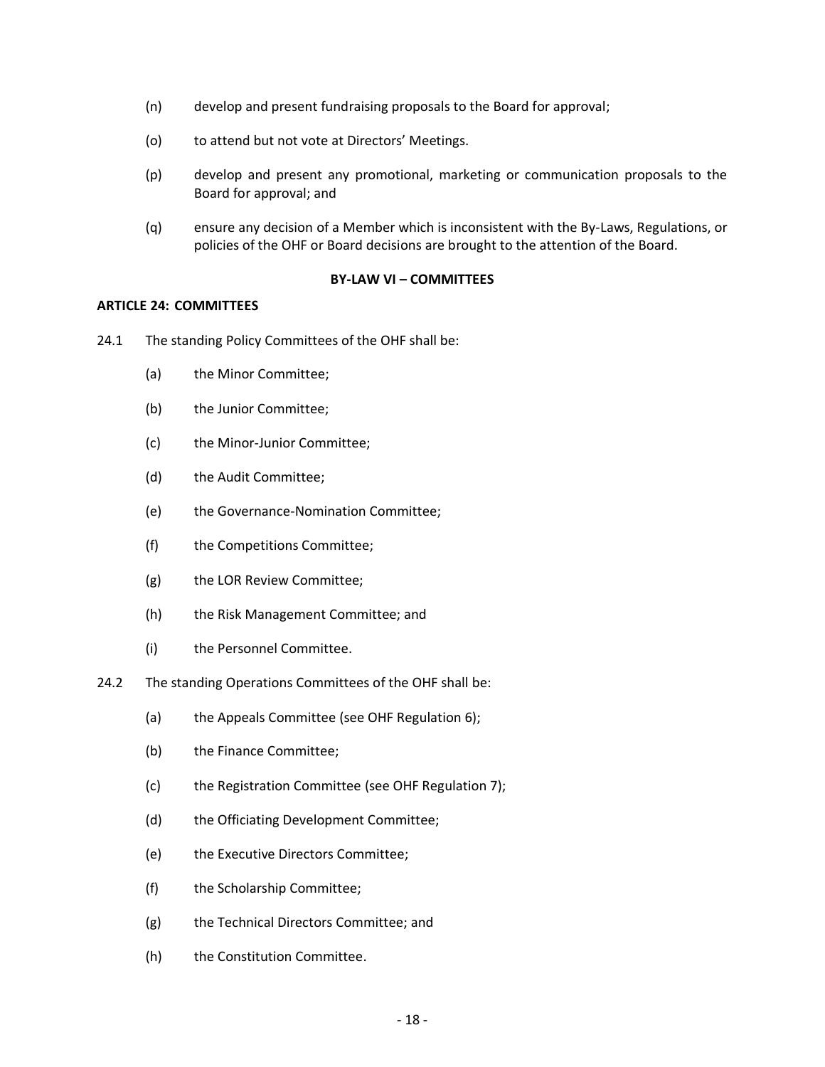(n) develop and present fundraising proposals to the Board for approval;

(o) to attend but not vote at Directors' Meetings.

(p) develop and present any promotional, marketing or communication proposals to the Board for approval; and

(q) ensure any decision of a Member which is inconsistent with the By-Laws, Regulations, or policies of the OHF or Board decisions are brought to the attention of the Board.

## BY-LAW VI – COMMITTEES

### ARTICLE 24: COMMITTEES

24.1 The standing Policy Committees of the OHF shall be:

- (a) the Minor Committee;
- (b) the Junior Committee;
- (c) the Minor-Junior Committee;
- (d) the Audit Committee;
- (e) the Governance-Nomination Committee;
- (f) the Competitions Committee;
- (g) the LOR Review Committee;
- (h) the Risk Management Committee; and
- (i) the Personnel Committee.

24.2 The standing Operations Committees of the OHF shall be:

- (a) the Appeals Committee (see OHF Regulation 6);
- (b) the Finance Committee;
- (c) the Registration Committee (see OHF Regulation 7);
- (d) the Officiating Development Committee;
- (e) the Executive Directors Committee;
- (f) the Scholarship Committee;
- (g) the Technical Directors Committee; and
- (h) the Constitution Committee.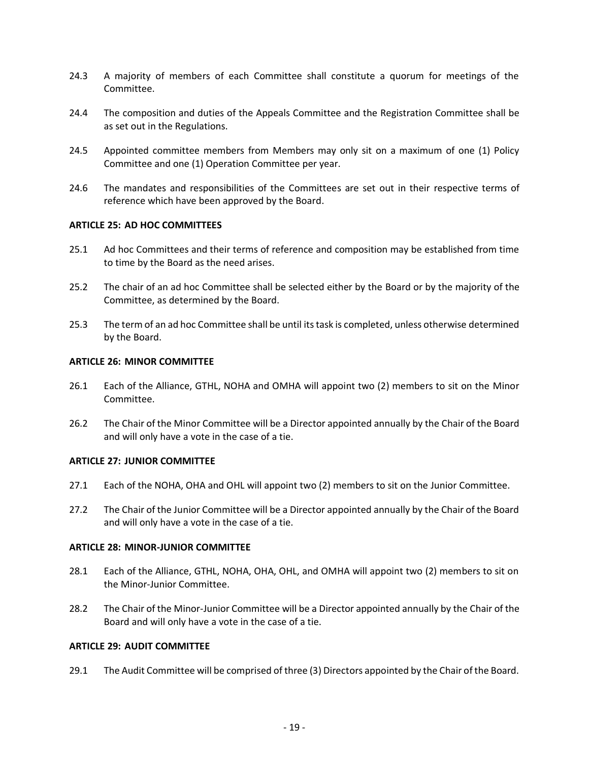24.3 A majority of members of each Committee shall constitute a quorum for meetings of the Committee.

24.4 The composition and duties of the Appeals Committee and the Registration Committee shall be as set out in the Regulations.

24.5 Appointed committee members from Members may only sit on a maximum of one (1) Policy Committee and one (1) Operation Committee per year.

24.6 The mandates and responsibilities of the Committees are set out in their respective terms of reference which have been approved by the Board.

**ARTICLE 25: AD HOC COMMITTEES**

25.1 Ad hoc Committees and their terms of reference and composition may be established from time to time by the Board as the need arises.

25.2 The chair of an ad hoc Committee shall be selected either by the Board or by the majority of the Committee, as determined by the Board.

25.3 The term of an ad hoc Committee shall be until its task is completed, unless otherwise determined by the Board.

**ARTICLE 26: MINOR COMMITTEE**

26.1 Each of the Alliance, GTHL, NOHA and OMHA will appoint two (2) members to sit on the Minor Committee.

26.2 The Chair of the Minor Committee will be a Director appointed annually by the Chair of the Board and will only have a vote in the case of a tie.

**ARTICLE 27: JUNIOR COMMITTEE**

27.1 Each of the NOHA, OHA and OHL will appoint two (2) members to sit on the Junior Committee.

27.2 The Chair of the Junior Committee will be a Director appointed annually by the Chair of the Board and will only have a vote in the case of a tie.

**ARTICLE 28: MINOR-JUNIOR COMMITTEE**

28.1 Each of the Alliance, GTHL, NOHA, OHA, OHL, and OMHA will appoint two (2) members to sit on the Minor-Junior Committee.

28.2 The Chair of the Minor-Junior Committee will be a Director appointed annually by the Chair of the Board and will only have a vote in the case of a tie.

**ARTICLE 29: AUDIT COMMITTEE**

29.1 The Audit Committee will be comprised of three (3) Directors appointed by the Chair of the Board.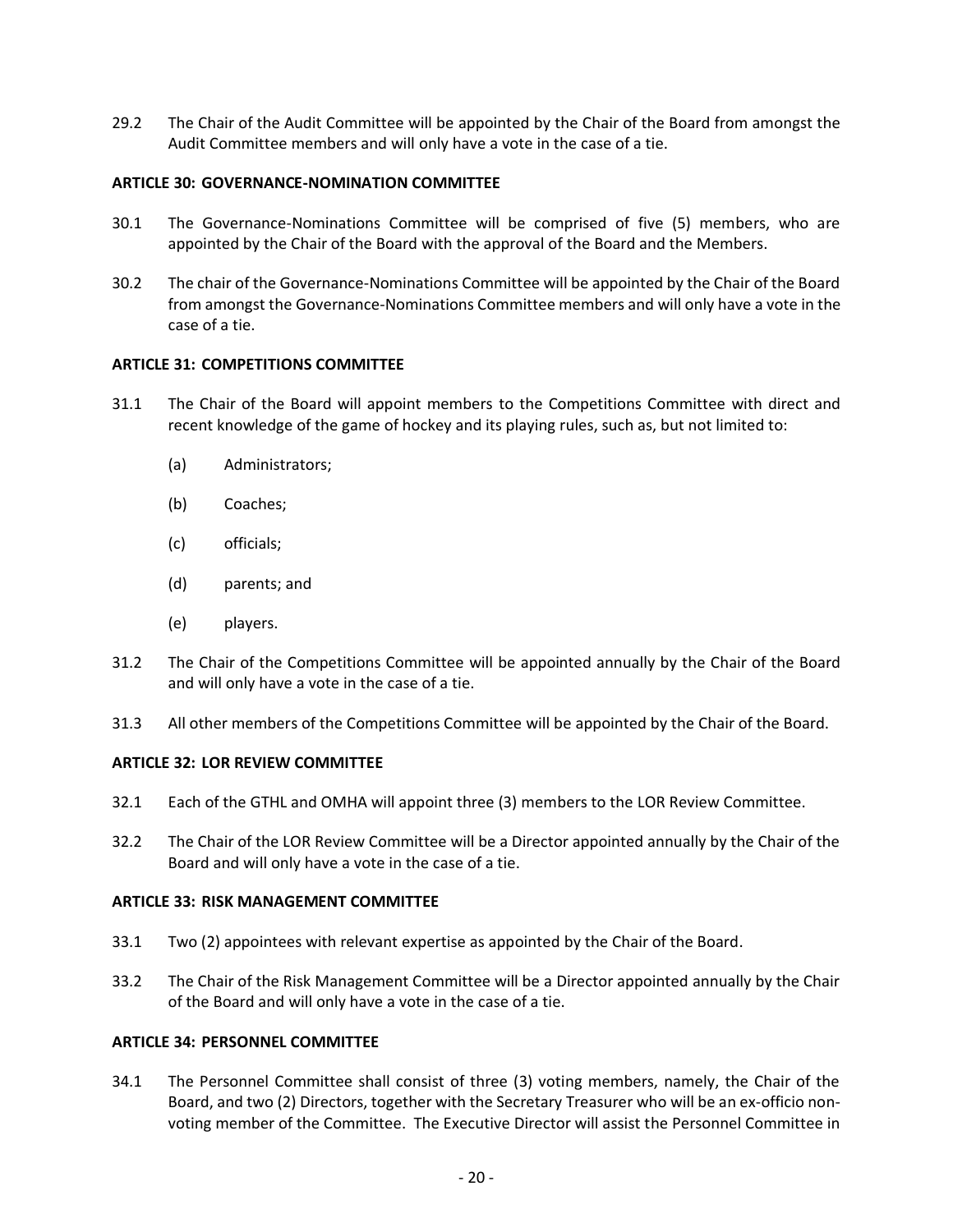29.2 The Chair of the Audit Committee will be appointed by the Chair of the Board from amongst the Audit Committee members and will only have a vote in the case of a tie.

**ARTICLE 30: GOVERNANCE-NOMINATION COMMITTEE**

30.1 The Governance-Nominations Committee will be comprised of five (5) members, who are appointed by the Chair of the Board with the approval of the Board and the Members.

30.2 The chair of the Governance-Nominations Committee will be appointed by the Chair of the Board from amongst the Governance-Nominations Committee members and will only have a vote in the case of a tie.

**ARTICLE 31: COMPETITIONS COMMITTEE**

31.1 The Chair of the Board will appoint members to the Competitions Committee with direct and recent knowledge of the game of hockey and its playing rules, such as, but not limited to:

(a) Administrators;

(b) Coaches;

(c) officials;

(d) parents; and

(e) players.

31.2 The Chair of the Competitions Committee will be appointed annually by the Chair of the Board and will only have a vote in the case of a tie.

31.3 All other members of the Competitions Committee will be appointed by the Chair of the Board.

**ARTICLE 32: LOR REVIEW COMMITTEE**

32.1 Each of the GTHL and OMHA will appoint three (3) members to the LOR Review Committee.

32.2 The Chair of the LOR Review Committee will be a Director appointed annually by the Chair of the Board and will only have a vote in the case of a tie.

**ARTICLE 33: RISK MANAGEMENT COMMITTEE**

33.1 Two (2) appointees with relevant expertise as appointed by the Chair of the Board.

33.2 The Chair of the Risk Management Committee will be a Director appointed annually by the Chair of the Board and will only have a vote in the case of a tie.

**ARTICLE 34: PERSONNEL COMMITTEE**

34.1 The Personnel Committee shall consist of three (3) voting members, namely, the Chair of the Board, and two (2) Directors, together with the Secretary Treasurer who will be an ex-officio non-voting member of the Committee. The Executive Director will assist the Personnel Committee in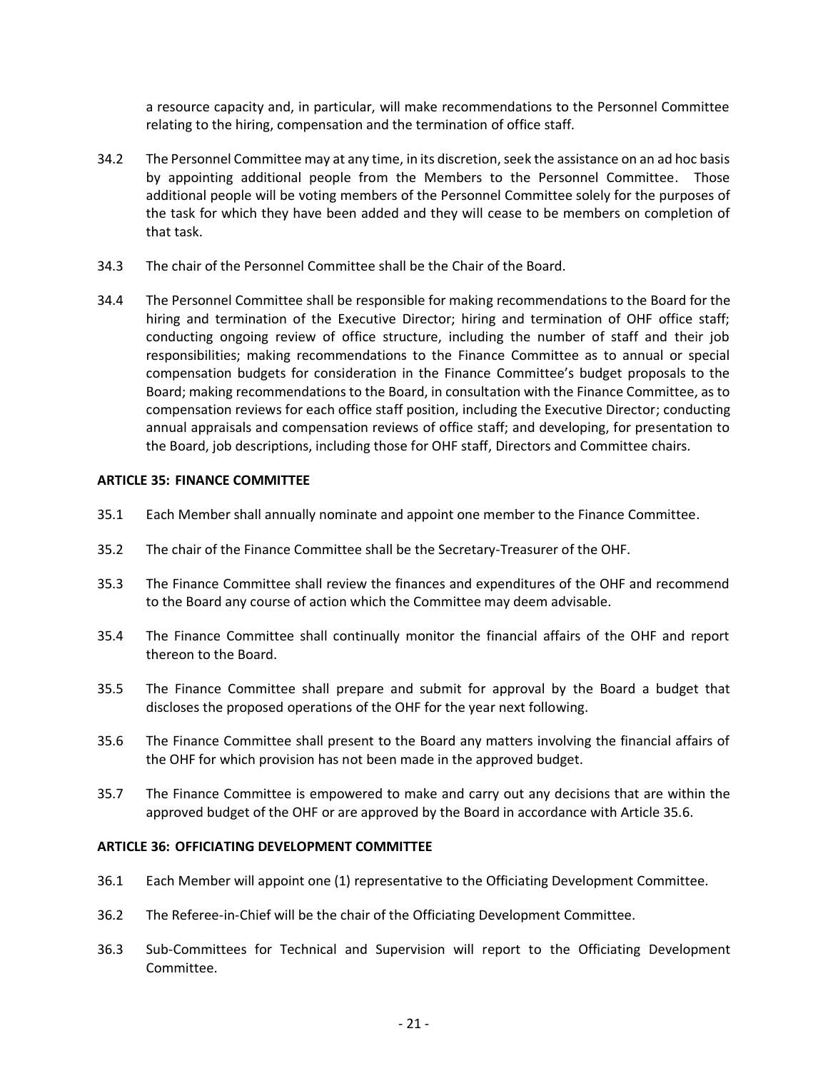a resource capacity and, in particular, will make recommendations to the Personnel Committee relating to the hiring, compensation and the termination of office staff.

34.2 The Personnel Committee may at any time, in its discretion, seek the assistance on an ad hoc basis by appointing additional people from the Members to the Personnel Committee. Those additional people will be voting members of the Personnel Committee solely for the purposes of the task for which they have been added and they will cease to be members on completion of that task.

34.3 The chair of the Personnel Committee shall be the Chair of the Board.

34.4 The Personnel Committee shall be responsible for making recommendations to the Board for the hiring and termination of the Executive Director; hiring and termination of OHF office staff; conducting ongoing review of office structure, including the number of staff and their job responsibilities; making recommendations to the Finance Committee as to annual or special compensation budgets for consideration in the Finance Committee's budget proposals to the Board; making recommendations to the Board, in consultation with the Finance Committee, as to compensation reviews for each office staff position, including the Executive Director; conducting annual appraisals and compensation reviews of office staff; and developing, for presentation to the Board, job descriptions, including those for OHF staff, Directors and Committee chairs.

**ARTICLE 35: FINANCE COMMITTEE**

35.1 Each Member shall annually nominate and appoint one member to the Finance Committee.

35.2 The chair of the Finance Committee shall be the Secretary-Treasurer of the OHF.

35.3 The Finance Committee shall review the finances and expenditures of the OHF and recommend to the Board any course of action which the Committee may deem advisable.

35.4 The Finance Committee shall continually monitor the financial affairs of the OHF and report thereon to the Board.

35.5 The Finance Committee shall prepare and submit for approval by the Board a budget that discloses the proposed operations of the OHF for the year next following.

35.6 The Finance Committee shall present to the Board any matters involving the financial affairs of the OHF for which provision has not been made in the approved budget.

35.7 The Finance Committee is empowered to make and carry out any decisions that are within the approved budget of the OHF or are approved by the Board in accordance with Article 35.6.

**ARTICLE 36: OFFICIATING DEVELOPMENT COMMITTEE**

36.1 Each Member will appoint one (1) representative to the Officiating Development Committee.

36.2 The Referee-in-Chief will be the chair of the Officiating Development Committee.

36.3 Sub-Committees for Technical and Supervision will report to the Officiating Development Committee.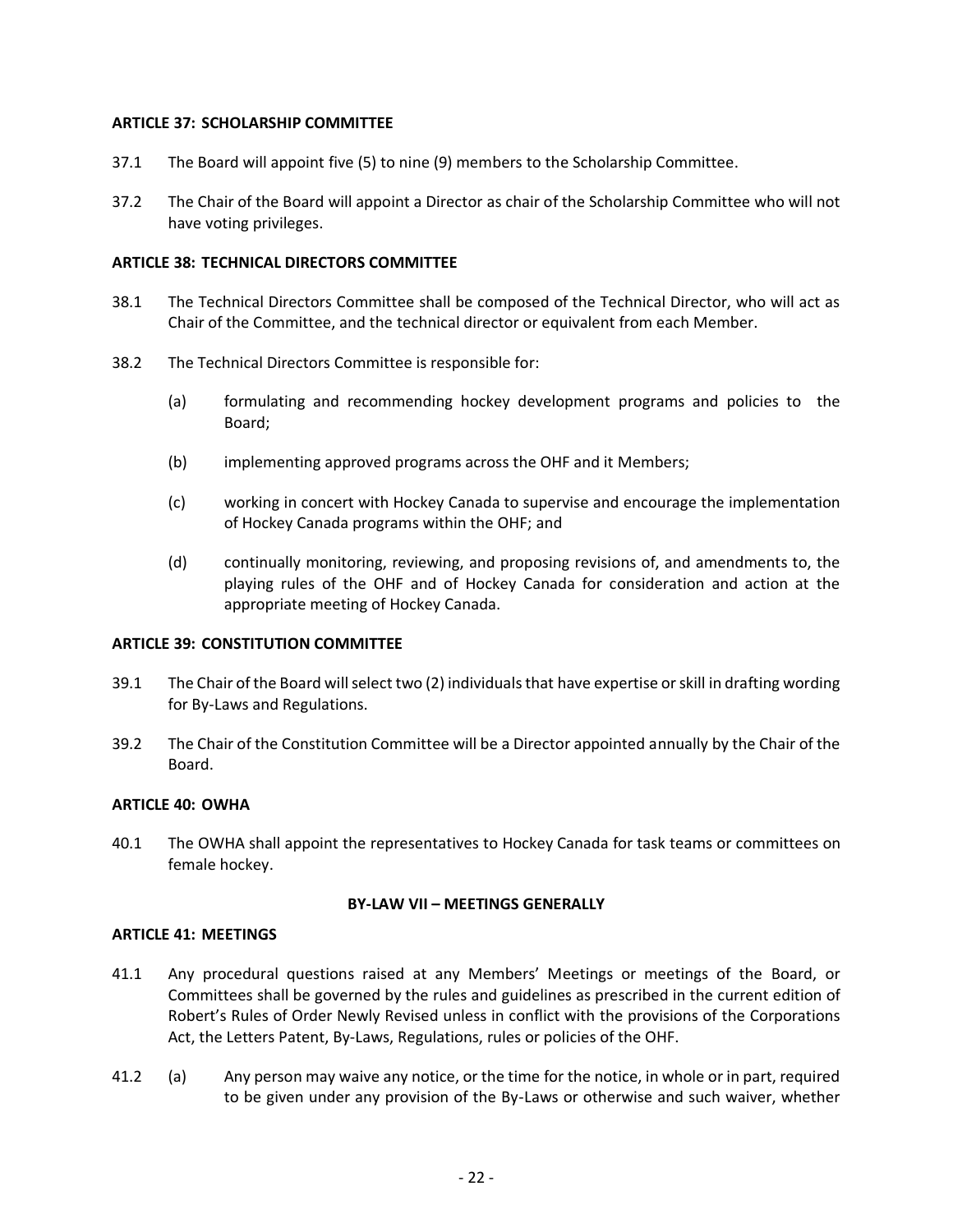**ARTICLE 37: SCHOLARSHIP COMMITTEE**

37.1 The Board will appoint five (5) to nine (9) members to the Scholarship Committee.

37.2 The Chair of the Board will appoint a Director as chair of the Scholarship Committee who will not have voting privileges.

**ARTICLE 38: TECHNICAL DIRECTORS COMMITTEE**

38.1 The Technical Directors Committee shall be composed of the Technical Director, who will act as Chair of the Committee, and the technical director or equivalent from each Member.

38.2 The Technical Directors Committee is responsible for:

(a) formulating and recommending hockey development programs and policies to the Board;

(b) implementing approved programs across the OHF and it Members;

(c) working in concert with Hockey Canada to supervise and encourage the implementation of Hockey Canada programs within the OHF; and

(d) continually monitoring, reviewing, and proposing revisions of, and amendments to, the playing rules of the OHF and of Hockey Canada for consideration and action at the appropriate meeting of Hockey Canada.

**ARTICLE 39: CONSTITUTION COMMITTEE**

39.1 The Chair of the Board will select two (2) individuals that have expertise or skill in drafting wording for By-Laws and Regulations.

39.2 The Chair of the Constitution Committee will be a Director appointed annually by the Chair of the Board.

**ARTICLE 40: OWHA**

40.1 The OWHA shall appoint the representatives to Hockey Canada for task teams or committees on female hockey.

**BY-LAW VII – MEETINGS GENERALLY**

**ARTICLE 41: MEETINGS**

41.1 Any procedural questions raised at any Members' Meetings or meetings of the Board, or Committees shall be governed by the rules and guidelines as prescribed in the current edition of Robert's Rules of Order Newly Revised unless in conflict with the provisions of the Corporations Act, the Letters Patent, By-Laws, Regulations, rules or policies of the OHF.

41.2 (a) Any person may waive any notice, or the time for the notice, in whole or in part, required to be given under any provision of the By-Laws or otherwise and such waiver, whether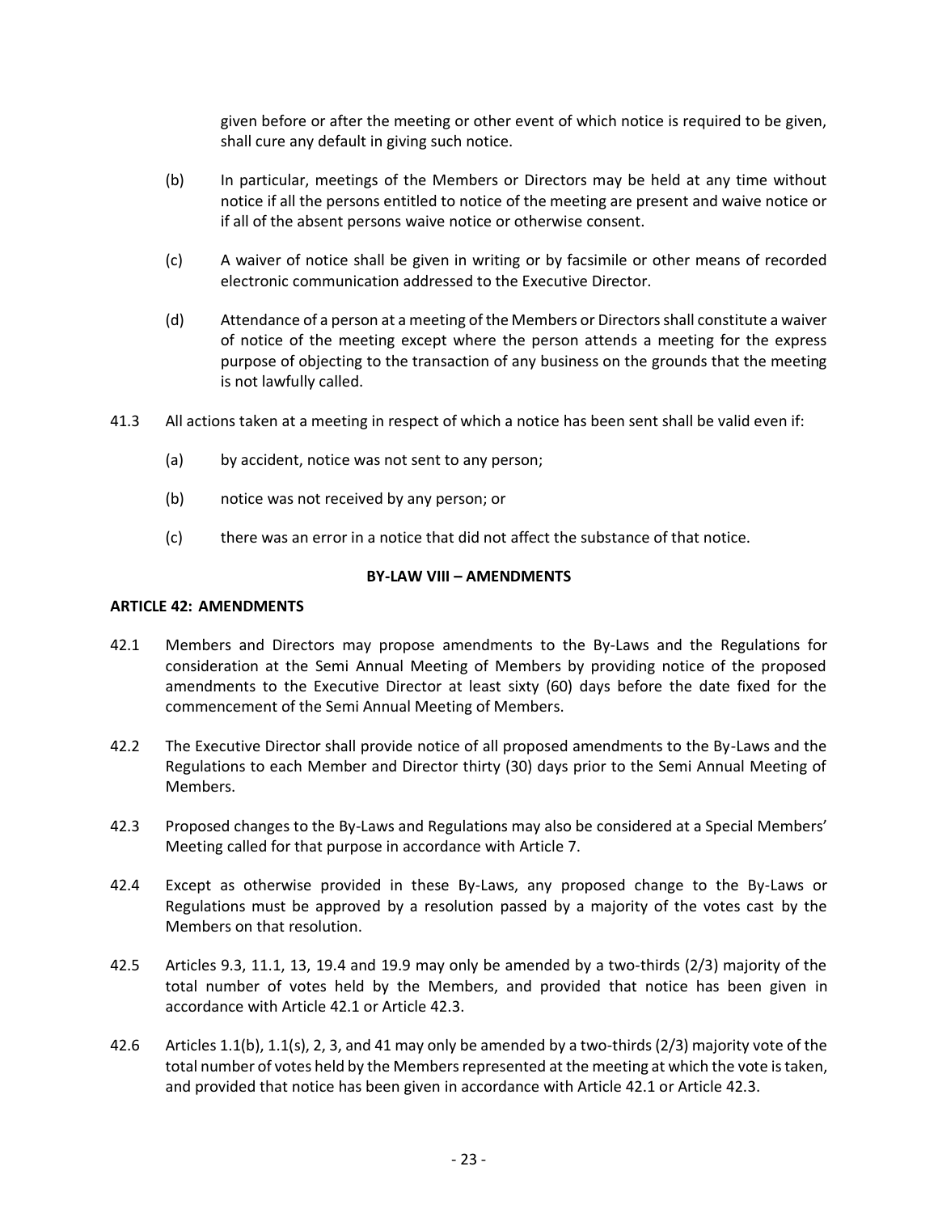given before or after the meeting or other event of which notice is required to be given, shall cure any default in giving such notice.

(b) In particular, meetings of the Members or Directors may be held at any time without notice if all the persons entitled to notice of the meeting are present and waive notice or if all of the absent persons waive notice or otherwise consent.

(c) A waiver of notice shall be given in writing or by facsimile or other means of recorded electronic communication addressed to the Executive Director.

(d) Attendance of a person at a meeting of the Members or Directors shall constitute a waiver of notice of the meeting except where the person attends a meeting for the express purpose of objecting to the transaction of any business on the grounds that the meeting is not lawfully called.

41.3 All actions taken at a meeting in respect of which a notice has been sent shall be valid even if:

(a) by accident, notice was not sent to any person;

(b) notice was not received by any person; or

(c) there was an error in a notice that did not affect the substance of that notice.

## BY-LAW VIII – AMENDMENTS

### ARTICLE 42: AMENDMENTS

42.1 Members and Directors may propose amendments to the By-Laws and the Regulations for consideration at the Semi Annual Meeting of Members by providing notice of the proposed amendments to the Executive Director at least sixty (60) days before the date fixed for the commencement of the Semi Annual Meeting of Members.

42.2 The Executive Director shall provide notice of all proposed amendments to the By-Laws and the Regulations to each Member and Director thirty (30) days prior to the Semi Annual Meeting of Members.

42.3 Proposed changes to the By-Laws and Regulations may also be considered at a Special Members' Meeting called for that purpose in accordance with Article 7.

42.4 Except as otherwise provided in these By-Laws, any proposed change to the By-Laws or Regulations must be approved by a resolution passed by a majority of the votes cast by the Members on that resolution.

42.5 Articles 9.3, 11.1, 13, 19.4 and 19.9 may only be amended by a two-thirds (2/3) majority of the total number of votes held by the Members, and provided that notice has been given in accordance with Article 42.1 or Article 42.3.

42.6 Articles 1.1(b), 1.1(s), 2, 3, and 41 may only be amended by a two-thirds (2/3) majority vote of the total number of votes held by the Members represented at the meeting at which the vote is taken, and provided that notice has been given in accordance with Article 42.1 or Article 42.3.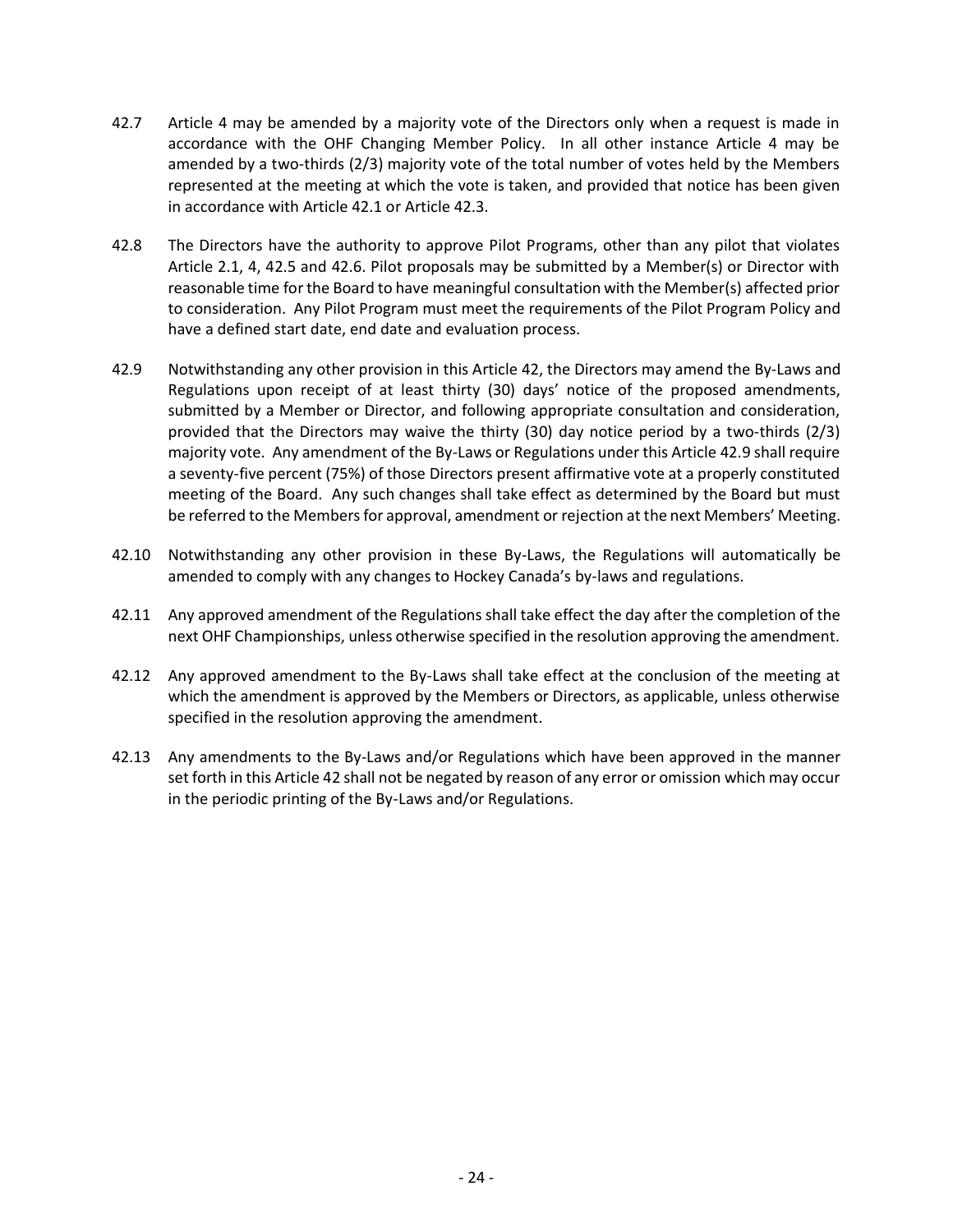42.7 Article 4 may be amended by a majority vote of the Directors only when a request is made in accordance with the OHF Changing Member Policy. In all other instance Article 4 may be amended by a two-thirds (2/3) majority vote of the total number of votes held by the Members represented at the meeting at which the vote is taken, and provided that notice has been given in accordance with Article 42.1 or Article 42.3.

42.8 The Directors have the authority to approve Pilot Programs, other than any pilot that violates Article 2.1, 4, 42.5 and 42.6. Pilot proposals may be submitted by a Member(s) or Director with reasonable time for the Board to have meaningful consultation with the Member(s) affected prior to consideration. Any Pilot Program must meet the requirements of the Pilot Program Policy and have a defined start date, end date and evaluation process.

42.9 Notwithstanding any other provision in this Article 42, the Directors may amend the By-Laws and Regulations upon receipt of at least thirty (30) days' notice of the proposed amendments, submitted by a Member or Director, and following appropriate consultation and consideration, provided that the Directors may waive the thirty (30) day notice period by a two-thirds (2/3) majority vote. Any amendment of the By-Laws or Regulations under this Article 42.9 shall require a seventy-five percent (75%) of those Directors present affirmative vote at a properly constituted meeting of the Board. Any such changes shall take effect as determined by the Board but must be referred to the Members for approval, amendment or rejection at the next Members' Meeting.

42.10 Notwithstanding any other provision in these By-Laws, the Regulations will automatically be amended to comply with any changes to Hockey Canada's by-laws and regulations.

42.11 Any approved amendment of the Regulations shall take effect the day after the completion of the next OHF Championships, unless otherwise specified in the resolution approving the amendment.

42.12 Any approved amendment to the By-Laws shall take effect at the conclusion of the meeting at which the amendment is approved by the Members or Directors, as applicable, unless otherwise specified in the resolution approving the amendment.

42.13 Any amendments to the By-Laws and/or Regulations which have been approved in the manner set forth in this Article 42 shall not be negated by reason of any error or omission which may occur in the periodic printing of the By-Laws and/or Regulations.